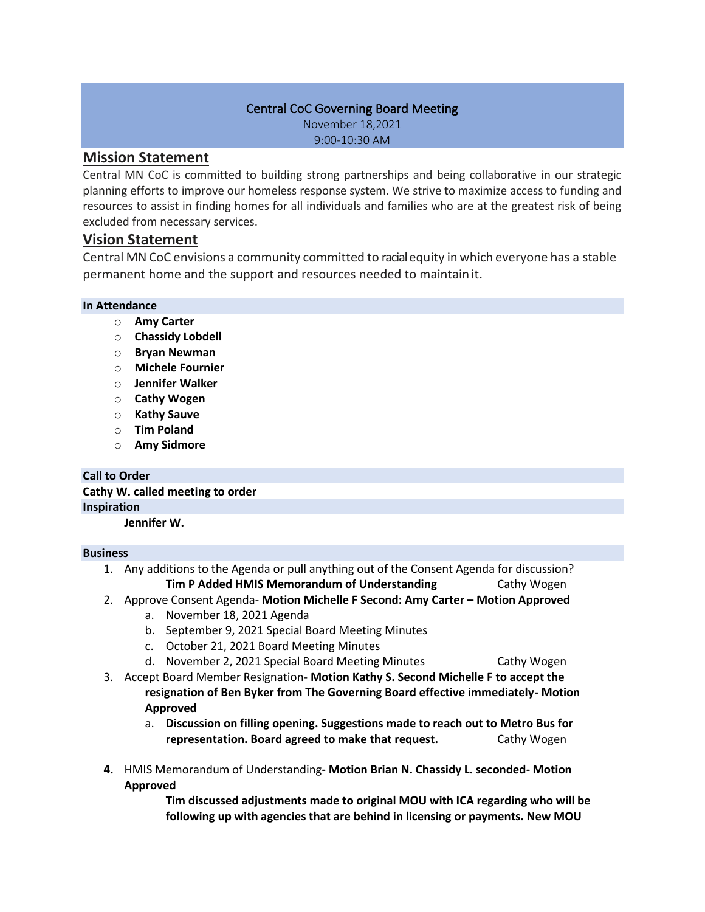# Central CoC Governing Board Meeting

November 18,2021

9:00-10:30 AM

## Mission Statement

Central MN CoC is committed to building strong partnerships and being collaborative in our strategic planning efforts to improve our homeless response system. We strive to maximize access to funding and resources to assist in finding homes for all individuals and families who are at the greatest risk of being excluded from necessary services.

## Vision Statement

Central MN CoC envisions a community committed to racial equity in which everyone has a stable permanent home and the support and resources needed to maintain it.

### In Attendance

- **Amy Carter**
- **Chassidy Lobdell**
- **Bryan Newman**
- **Michele Fournier**
- **Jennifer Walker**
- **Cathy Wogen**
- **Kathy Sauve**
- **Tim Poland**
- **Amy Sidmore**

### Call to Order

**Cathy W. called meeting to order**

### Inspiration

**Jennifer W.**

### Business

1. Any additions to the Agenda or pull anything out of the Consent Agenda for discussion?
   **Tim P Added HMIS Memorandum of Understanding** Cathy Wogen
2. Approve Consent Agenda- **Motion Michelle F Second: Amy Carter – Motion Approved**
   a. November 18, 2021 Agenda
   b. September 9, 2021 Special Board Meeting Minutes
   c. October 21, 2021 Board Meeting Minutes
   d. November 2, 2021 Special Board Meeting Minutes Cathy Wogen
3. Accept Board Member Resignation- **Motion Kathy S. Second Michelle F to accept the resignation of Ben Byker from The Governing Board effective immediately- Motion Approved**
   a. **Discussion on filling opening. Suggestions made to reach out to Metro Bus for representation. Board agreed to make that request.** Cathy Wogen
4. HMIS Memorandum of Understanding**- Motion Brian N. Chassidy L. seconded- Motion Approved**
   **Tim discussed adjustments made to original MOU with ICA regarding who will be following up with agencies that are behind in licensing or payments. New MOU**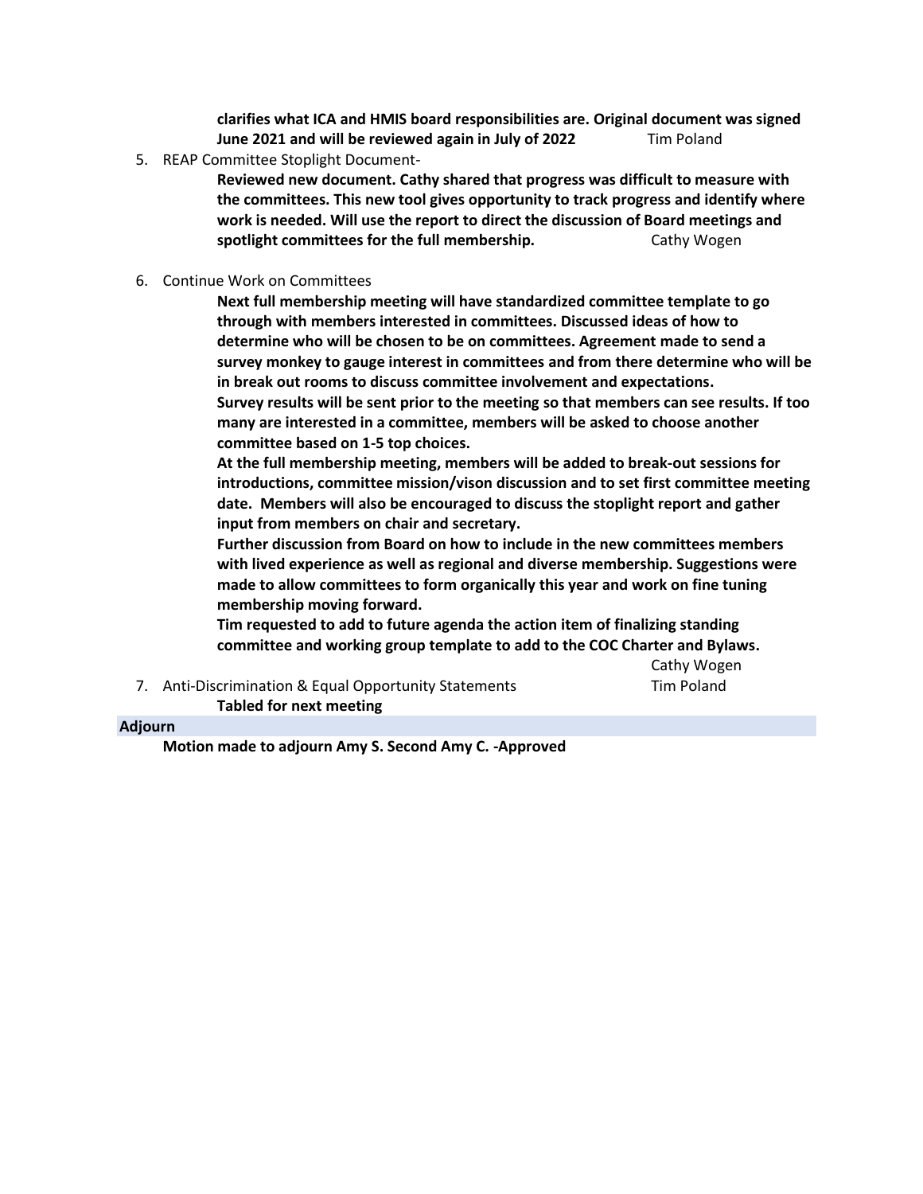**clarifies what ICA and HMIS board responsibilities are. Original document was signed June 2021 and will be reviewed again in July of 2022** Tim Poland

5. REAP Committee Stoplight Document-

   **Reviewed new document. Cathy shared that progress was difficult to measure with the committees. This new tool gives opportunity to track progress and identify where work is needed. Will use the report to direct the discussion of Board meetings and spotlight committees for the full membership.** Cathy Wogen

6. Continue Work on Committees

   **Next full membership meeting will have standardized committee template to go through with members interested in committees. Discussed ideas of how to determine who will be chosen to be on committees. Agreement made to send a survey monkey to gauge interest in committees and from there determine who will be in break out rooms to discuss committee involvement and expectations.**

   **Survey results will be sent prior to the meeting so that members can see results. If too many are interested in a committee, members will be asked to choose another committee based on 1-5 top choices.**

   **At the full membership meeting, members will be added to break-out sessions for introductions, committee mission/vison discussion and to set first committee meeting date. Members will also be encouraged to discuss the stoplight report and gather input from members on chair and secretary.**

   **Further discussion from Board on how to include in the new committees members with lived experience as well as regional and diverse membership. Suggestions were made to allow committees to form organically this year and work on fine tuning membership moving forward.**

   **Tim requested to add to future agenda the action item of finalizing standing committee and working group template to add to the COC Charter and Bylaws.**

   Cathy Wogen

7. Anti-Discrimination & Equal Opportunity Statements Tim Poland

   **Tabled for next meeting**

**Adjourn**

**Motion made to adjourn Amy S. Second Amy C. -Approved**